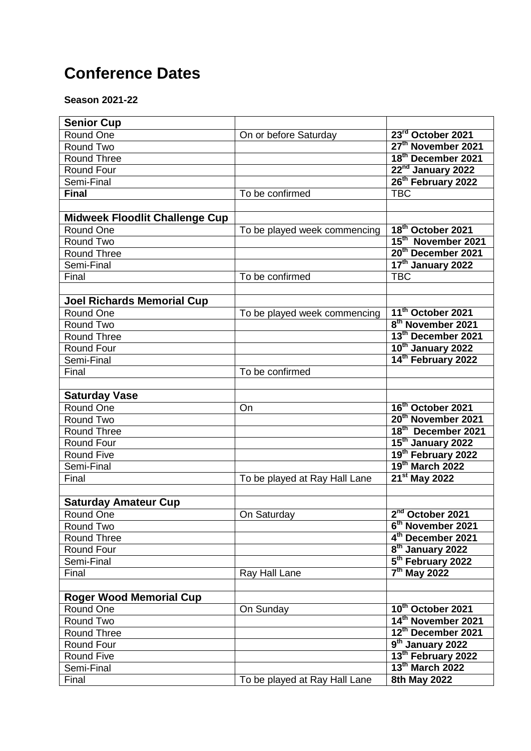# Conference Dates

**Season 2021-22**

| **Senior Cup** | | |
|---|---|---|
| Round One | On or before Saturday | **23rd October 2021** |
| Round Two | | **27th November 2021** |
| Round Three | | **18th December 2021** |
| Round Four | | **22nd January 2022** |
| Semi-Final | | **26th February 2022** |
| **Final** | To be confirmed | TBC |
| | | |
| **Midweek Floodlit Challenge Cup** | | |
| Round One | To be played week commencing | **18th October 2021** |
| Round Two | | **15th November 2021** |
| Round Three | | **20th December 2021** |
| Semi-Final | | **17th January 2022** |
| Final | To be confirmed | TBC |
| | | |
| **Joel Richards Memorial Cup** | | |
| Round One | To be played week commencing | **11th October 2021** |
| Round Two | | **8th November 2021** |
| Round Three | | **13th December 2021** |
| Round Four | | **10th January 2022** |
| Semi-Final | | **14th February 2022** |
| Final | To be confirmed | |
| | | |
| **Saturday Vase** | | |
| Round One | On | **16th October 2021** |
| Round Two | | **20th November 2021** |
| Round Three | | **18th December 2021** |
| Round Four | | **15th January 2022** |
| Round Five | | **19th February 2022** |
| Semi-Final | | **19th March 2022** |
| Final | To be played at Ray Hall Lane | **21st May 2022** |
| | | |
| **Saturday Amateur Cup** | | |
| Round One | On Saturday | **2nd October 2021** |
| Round Two | | **6th November 2021** |
| Round Three | | **4th December 2021** |
| Round Four | | **8th January 2022** |
| Semi-Final | | **5th February 2022** |
| Final | Ray Hall Lane | **7th May 2022** |
| | | |
| **Roger Wood Memorial Cup** | | |
| Round One | On Sunday | **10th October 2021** |
| Round Two | | **14th November 2021** |
| Round Three | | **12th December 2021** |
| Round Four | | **9th January 2022** |
| Round Five | | **13th February 2022** |
| Semi-Final | | **13th March 2022** |
| Final | To be played at Ray Hall Lane | **8th May 2022** |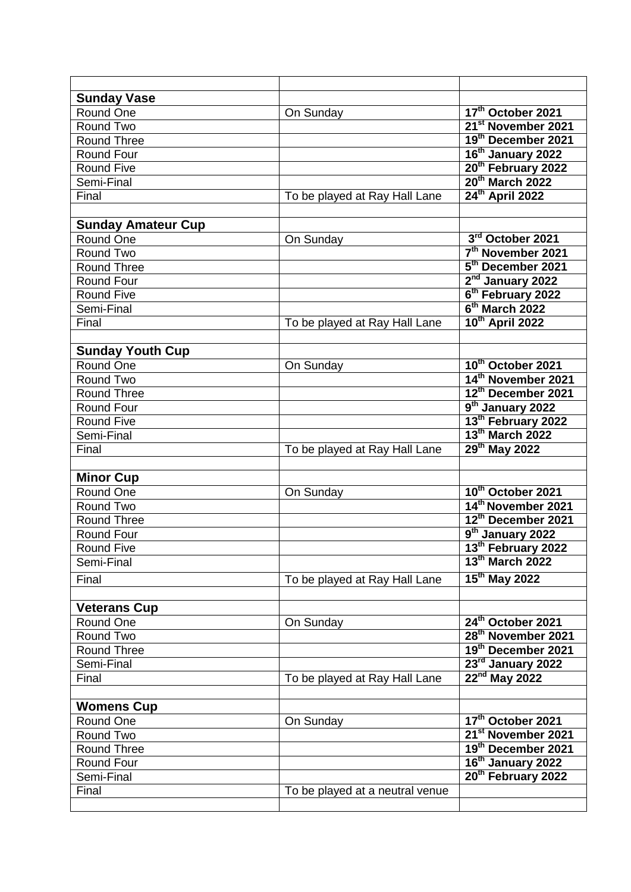| | | |
|---|---|---|
| **Sunday Vase** | | |
| Round One | On Sunday | **17th October 2021** |
| Round Two | | **21st November 2021** |
| Round Three | | **19th December 2021** |
| Round Four | | **16th January 2022** |
| Round Five | | **20th February 2022** |
| Semi-Final | | **20th March 2022** |
| Final | To be played at Ray Hall Lane | **24th April 2022** |
| | | |
| **Sunday Amateur Cup** | | |
| Round One | On Sunday | **3rd October 2021** |
| Round Two | | **7th November 2021** |
| Round Three | | **5th December 2021** |
| Round Four | | **2nd January 2022** |
| Round Five | | **6th February 2022** |
| Semi-Final | | **6th March 2022** |
| Final | To be played at Ray Hall Lane | **10th April 2022** |
| | | |
| **Sunday Youth Cup** | | |
| Round One | On Sunday | **10th October 2021** |
| Round Two | | **14th November 2021** |
| Round Three | | **12th December 2021** |
| Round Four | | **9th January 2022** |
| Round Five | | **13th February 2022** |
| Semi-Final | | **13th March 2022** |
| Final | To be played at Ray Hall Lane | **29th May 2022** |
| | | |
| **Minor Cup** | | |
| Round One | On Sunday | **10th October 2021** |
| Round Two | | **14th November 2021** |
| Round Three | | **12th December 2021** |
| Round Four | | **9th January 2022** |
| Round Five | | **13th February 2022** |
| Semi-Final | | **13th March 2022** |
| Final | To be played at Ray Hall Lane | **15th May 2022** |
| | | |
| **Veterans Cup** | | |
| Round One | On Sunday | **24th October 2021** |
| Round Two | | **28th November 2021** |
| Round Three | | **19th December 2021** |
| Semi-Final | | **23rd January 2022** |
| Final | To be played at Ray Hall Lane | **22nd May 2022** |
| | | |
| **Womens Cup** | | |
| Round One | On Sunday | **17th October 2021** |
| Round Two | | **21st November 2021** |
| Round Three | | **19th December 2021** |
| Round Four | | **16th January 2022** |
| Semi-Final | | **20th February 2022** |
| Final | To be played at a neutral venue | |
| | | |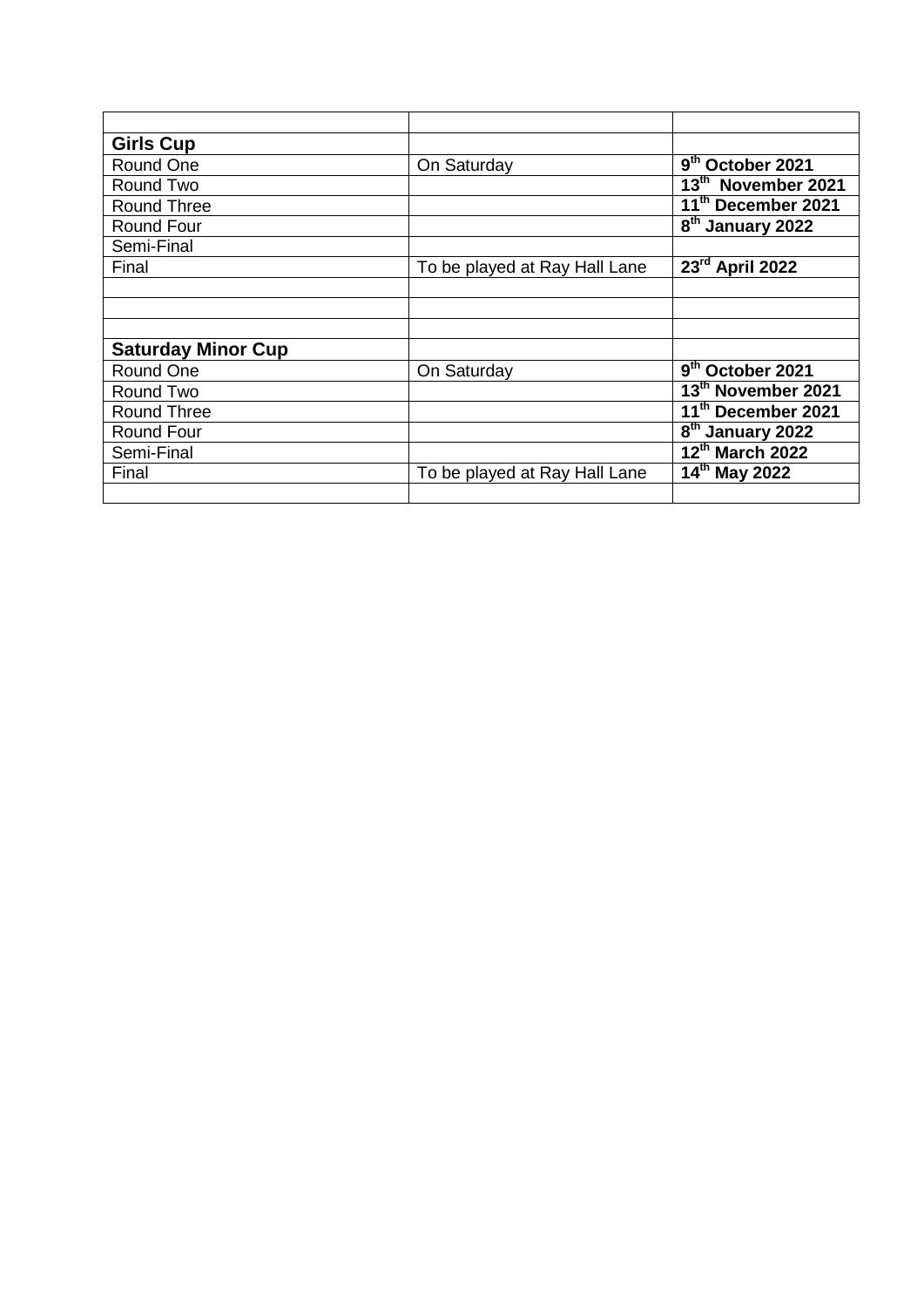| | | |
|---|---|---|
| | | |
| **Girls Cup** | | |
| Round One | On Saturday | **9th October 2021** |
| Round Two | | **13th November 2021** |
| Round Three | | **11th December 2021** |
| Round Four | | **8th January 2022** |
| Semi-Final | | |
| Final | To be played at Ray Hall Lane | **23rd April 2022** |
| | | |
| | | |
| | | |
| **Saturday Minor Cup** | | |
| Round One | On Saturday | **9th October 2021** |
| Round Two | | **13th November 2021** |
| Round Three | | **11th December 2021** |
| Round Four | | **8th January 2022** |
| Semi-Final | | **12th March 2022** |
| Final | To be played at Ray Hall Lane | **14th May 2022** |
| | | |